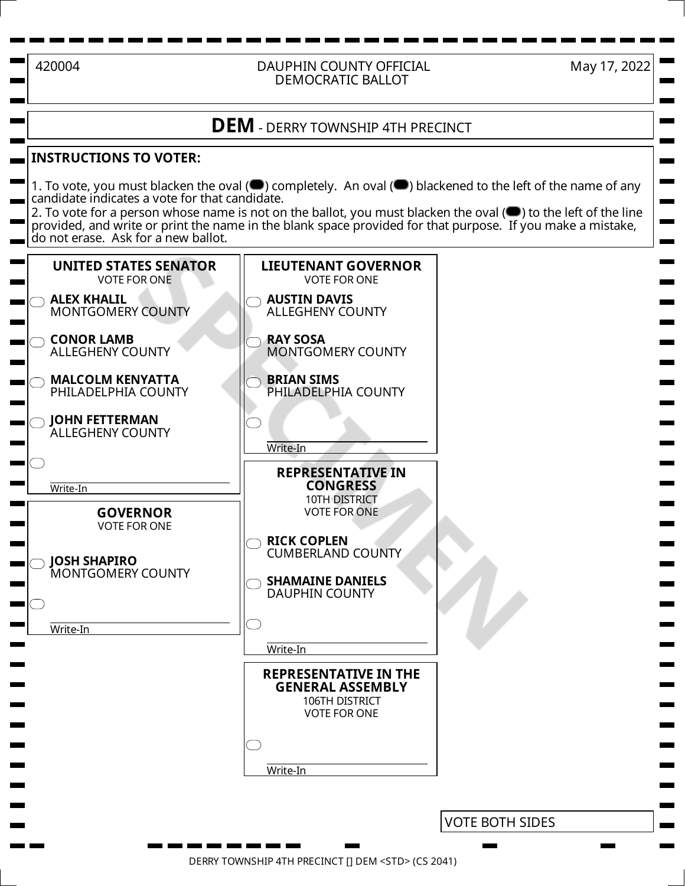420004

DAUPHIN COUNTY OFFICIAL
DEMOCRATIC BALLOT

May 17, 2022

# DEM - DERRY TOWNSHIP 4TH PRECINCT

**INSTRUCTIONS TO VOTER:**

1. To vote, you must blacken the oval (⬬) completely. An oval (⬬) blackened to the left of the name of any candidate indicates a vote for that candidate.
2. To vote for a person whose name is not on the ballot, you must blacken the oval (⬬) to the left of the line provided, and write or print the name in the blank space provided for that purpose. If you make a mistake, do not erase. Ask for a new ballot.

## UNITED STATES SENATOR
VOTE FOR ONE

- ⬭ **ALEX KHALIL**
  MONTGOMERY COUNTY
- ⬭ **CONOR LAMB**
  ALLEGHENY COUNTY
- ⬭ **MALCOLM KENYATTA**
  PHILADELPHIA COUNTY
- ⬭ **JOHN FETTERMAN**
  ALLEGHENY COUNTY
- ⬭ ____________________
  Write-In

## GOVERNOR
VOTE FOR ONE

- ⬭ **JOSH SHAPIRO**
  MONTGOMERY COUNTY
- ⬭ ____________________
  Write-In

## LIEUTENANT GOVERNOR
VOTE FOR ONE

- ⬭ **AUSTIN DAVIS**
  ALLEGHENY COUNTY
- ⬭ **RAY SOSA**
  MONTGOMERY COUNTY
- ⬭ **BRIAN SIMS**
  PHILADELPHIA COUNTY
- ⬭ ____________________
  Write-In

## REPRESENTATIVE IN CONGRESS
10TH DISTRICT
VOTE FOR ONE

- ⬭ **RICK COPLEN**
  CUMBERLAND COUNTY
- ⬭ **SHAMAINE DANIELS**
  DAUPHIN COUNTY
- ⬭ ____________________
  Write-In

## REPRESENTATIVE IN THE GENERAL ASSEMBLY
106TH DISTRICT
VOTE FOR ONE

- ⬭ ____________________
  Write-In

VOTE BOTH SIDES

DERRY TOWNSHIP 4TH PRECINCT [] DEM <STD> (CS 2041)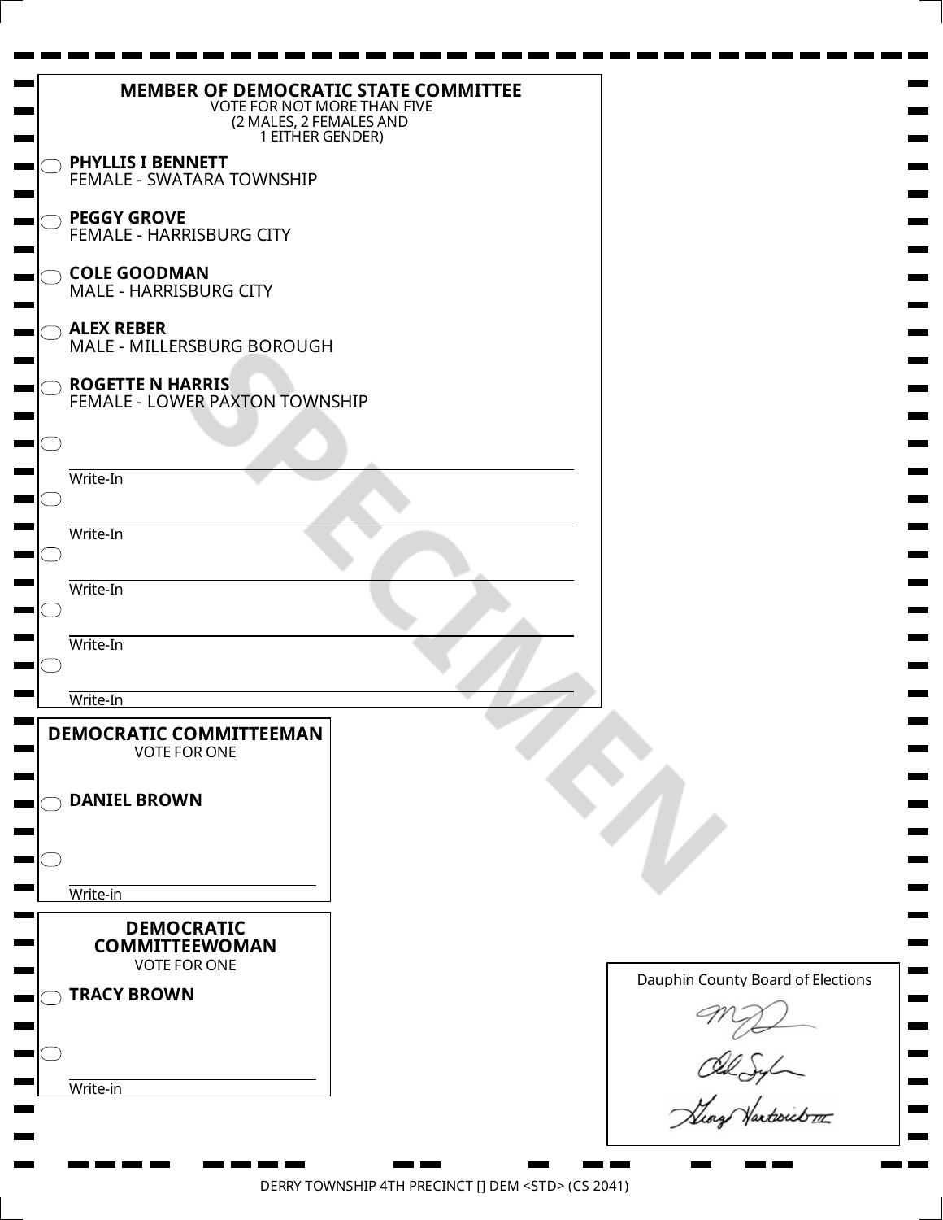## MEMBER OF DEMOCRATIC STATE COMMITTEE

VOTE FOR NOT MORE THAN FIVE
(2 MALES, 2 FEMALES AND
1 EITHER GENDER)

- **PHYLLIS I BENNETT**
  FEMALE - SWATARA TOWNSHIP
- **PEGGY GROVE**
  FEMALE - HARRISBURG CITY
- **COLE GOODMAN**
  MALE - HARRISBURG CITY
- **ALEX REBER**
  MALE - MILLERSBURG BOROUGH
- **ROGETTE N HARRIS**
  FEMALE - LOWER PAXTON TOWNSHIP
- Write-In
- Write-In
- Write-In
- Write-In
- Write-In

## DEMOCRATIC COMMITTEEMAN

VOTE FOR ONE

- **DANIEL BROWN**
- Write-in

## DEMOCRATIC COMMITTEEWOMAN

VOTE FOR ONE

- **TRACY BROWN**
- Write-in

Dauphin County Board of Elections

SPECIMEN

DERRY TOWNSHIP 4TH PRECINCT [] DEM <STD> (CS 2041)